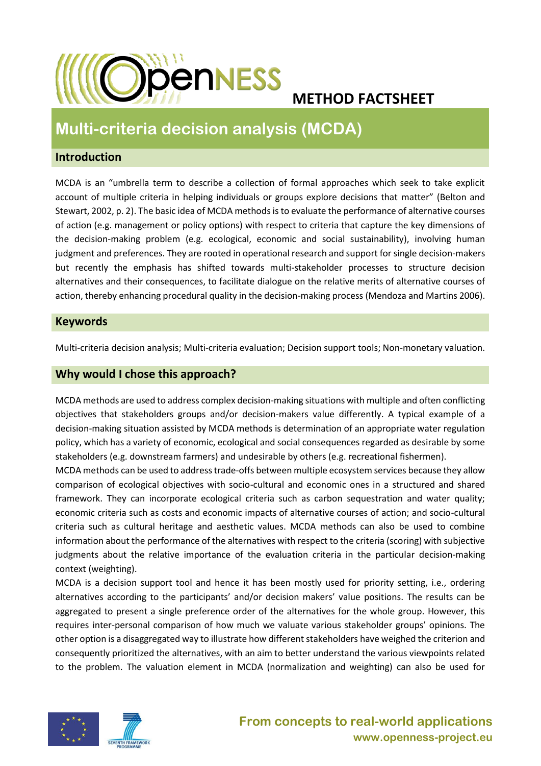# METHOD FACTSHEET

## Multi-criteria decision analysis (MCDA)

### Introduction

MCDA is an "umbrella term to describe a collection of formal approaches which seek to take explicit account of multiple criteria in helping individuals or groups explore decisions that matter" (Belton and Stewart, 2002, p. 2). The basic idea of MCDA methods is to evaluate the performance of alternative courses of action (e.g. management or policy options) with respect to criteria that capture the key dimensions of the decision-making problem (e.g. ecological, economic and social sustainability), involving human judgment and preferences. They are rooted in operational research and support for single decision-makers but recently the emphasis has shifted towards multi-stakeholder processes to structure decision alternatives and their consequences, to facilitate dialogue on the relative merits of alternative courses of action, thereby enhancing procedural quality in the decision-making process (Mendoza and Martins 2006).

### Keywords

Multi-criteria decision analysis; Multi-criteria evaluation; Decision support tools; Non-monetary valuation.

### Why would I chose this approach?

MCDA methods are used to address complex decision-making situations with multiple and often conflicting objectives that stakeholders groups and/or decision-makers value differently. A typical example of a decision-making situation assisted by MCDA methods is determination of an appropriate water regulation policy, which has a variety of economic, ecological and social consequences regarded as desirable by some stakeholders (e.g. downstream farmers) and undesirable by others (e.g. recreational fishermen).

MCDA methods can be used to address trade-offs between multiple ecosystem services because they allow comparison of ecological objectives with socio-cultural and economic ones in a structured and shared framework. They can incorporate ecological criteria such as carbon sequestration and water quality; economic criteria such as costs and economic impacts of alternative courses of action; and socio-cultural criteria such as cultural heritage and aesthetic values. MCDA methods can also be used to combine information about the performance of the alternatives with respect to the criteria (scoring) with subjective judgments about the relative importance of the evaluation criteria in the particular decision-making context (weighting).

MCDA is a decision support tool and hence it has been mostly used for priority setting, i.e., ordering alternatives according to the participants' and/or decision makers' value positions. The results can be aggregated to present a single preference order of the alternatives for the whole group. However, this requires inter-personal comparison of how much we valuate various stakeholder groups' opinions. The other option is a disaggregated way to illustrate how different stakeholders have weighed the criterion and consequently prioritized the alternatives, with an aim to better understand the various viewpoints related to the problem. The valuation element in MCDA (normalization and weighting) can also be used for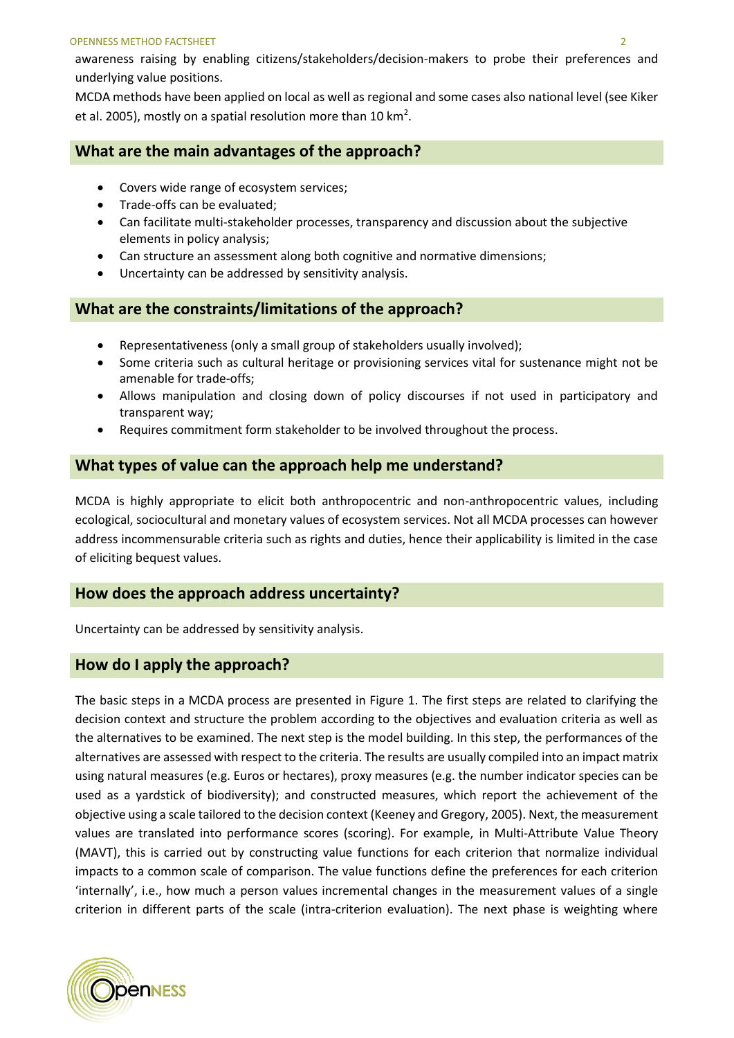awareness raising by enabling citizens/stakeholders/decision-makers to probe their preferences and underlying value positions.

MCDA methods have been applied on local as well as regional and some cases also national level (see Kiker et al. 2005), mostly on a spatial resolution more than 10 $km^2$.

## What are the main advantages of the approach?

- Covers wide range of ecosystem services;
- Trade-offs can be evaluated;
- Can facilitate multi-stakeholder processes, transparency and discussion about the subjective elements in policy analysis;
- Can structure an assessment along both cognitive and normative dimensions;
- Uncertainty can be addressed by sensitivity analysis.

## What are the constraints/limitations of the approach?

- Representativeness (only a small group of stakeholders usually involved);
- Some criteria such as cultural heritage or provisioning services vital for sustenance might not be amenable for trade-offs;
- Allows manipulation and closing down of policy discourses if not used in participatory and transparent way;
- Requires commitment form stakeholder to be involved throughout the process.

## What types of value can the approach help me understand?

MCDA is highly appropriate to elicit both anthropocentric and non-anthropocentric values, including ecological, sociocultural and monetary values of ecosystem services. Not all MCDA processes can however address incommensurable criteria such as rights and duties, hence their applicability is limited in the case of eliciting bequest values.

## How does the approach address uncertainty?

Uncertainty can be addressed by sensitivity analysis.

## How do I apply the approach?

The basic steps in a MCDA process are presented in Figure 1. The first steps are related to clarifying the decision context and structure the problem according to the objectives and evaluation criteria as well as the alternatives to be examined. The next step is the model building. In this step, the performances of the alternatives are assessed with respect to the criteria. The results are usually compiled into an impact matrix using natural measures (e.g. Euros or hectares), proxy measures (e.g. the number indicator species can be used as a yardstick of biodiversity); and constructed measures, which report the achievement of the objective using a scale tailored to the decision context (Keeney and Gregory, 2005). Next, the measurement values are translated into performance scores (scoring). For example, in Multi-Attribute Value Theory (MAVT), this is carried out by constructing value functions for each criterion that normalize individual impacts to a common scale of comparison. The value functions define the preferences for each criterion 'internally', i.e., how much a person values incremental changes in the measurement values of a single criterion in different parts of the scale (intra-criterion evaluation). The next phase is weighting where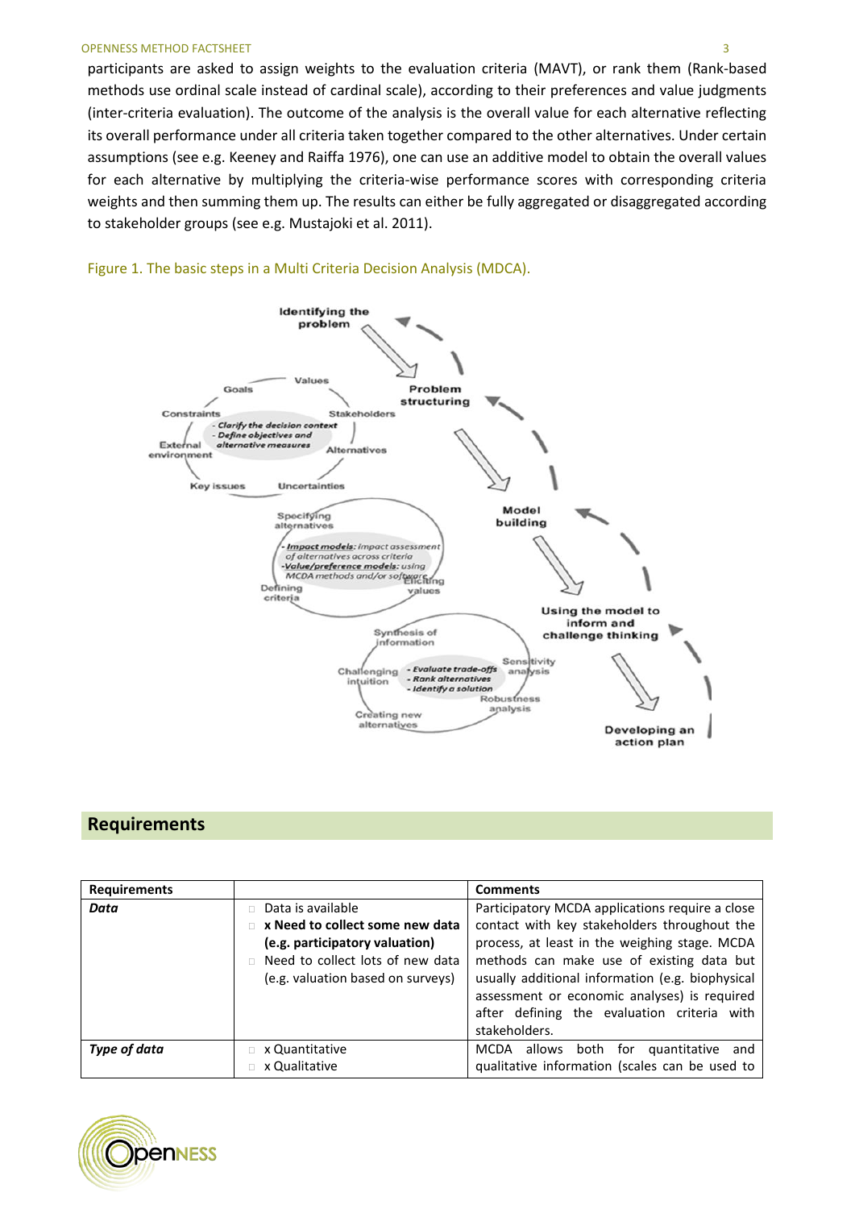participants are asked to assign weights to the evaluation criteria (MAVT), or rank them (Rank-based methods use ordinal scale instead of cardinal scale), according to their preferences and value judgments (inter-criteria evaluation). The outcome of the analysis is the overall value for each alternative reflecting its overall performance under all criteria taken together compared to the other alternatives. Under certain assumptions (see e.g. Keeney and Raiffa 1976), one can use an additive model to obtain the overall values for each alternative by multiplying the criteria-wise performance scores with corresponding criteria weights and then summing them up. The results can either be fully aggregated or disaggregated according to stakeholder groups (see e.g. Mustajoki et al. 2011).

Figure 1. The basic steps in a Multi Criteria Decision Analysis (MDCA).

## Requirements

| Requirements | | Comments |
|---|---|---|
| ***Data*** | □ Data is available<br>□ **x Need to collect some new data (e.g. participatory valuation)**<br>□ Need to collect lots of new data (e.g. valuation based on surveys) | Participatory MCDA applications require a close contact with key stakeholders throughout the process, at least in the weighing stage. MCDA methods can make use of existing data but usually additional information (e.g. biophysical assessment or economic analyses) is required after defining the evaluation criteria with stakeholders. |
| ***Type of data*** | □ x Quantitative<br>□ x Qualitative | MCDA allows both for quantitative and qualitative information (scales can be used to |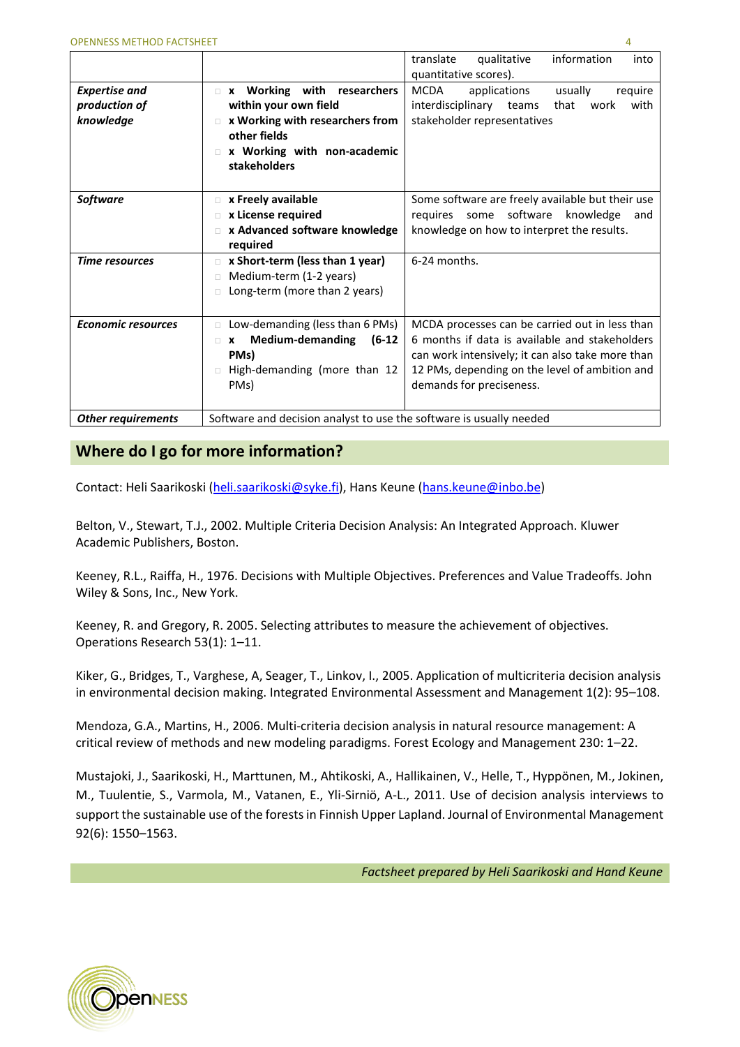| | | |
|---|---|---|
| | | translate qualitative information into quantitative scores). |
| ***Expertise and production of knowledge*** | □ **x Working with researchers within your own field**<br>□ **x Working with researchers from other fields**<br>□ **x Working with non-academic stakeholders** | MCDA applications usually require interdisciplinary teams that work with stakeholder representatives |
| ***Software*** | □ **x Freely available**<br>□ **x License required**<br>□ **x Advanced software knowledge required** | Some software are freely available but their use requires some software knowledge and knowledge on how to interpret the results. |
| ***Time resources*** | □ **x Short-term (less than 1 year)**<br>□ Medium-term (1-2 years)<br>□ Long-term (more than 2 years) | 6-24 months. |
| ***Economic resources*** | □ Low-demanding (less than 6 PMs)<br>□ **x Medium-demanding (6-12 PMs)**<br>□ High-demanding (more than 12 PMs) | MCDA processes can be carried out in less than 6 months if data is available and stakeholders can work intensively; it can also take more than 12 PMs, depending on the level of ambition and demands for preciseness. |
| ***Other requirements*** | Software and decision analyst to use the software is usually needed | |

## Where do I go for more information?

Contact: Heli Saarikoski (heli.saarikoski@syke.fi), Hans Keune (hans.keune@inbo.be)

Belton, V., Stewart, T.J., 2002. Multiple Criteria Decision Analysis: An Integrated Approach. Kluwer Academic Publishers, Boston.

Keeney, R.L., Raiffa, H., 1976. Decisions with Multiple Objectives. Preferences and Value Tradeoffs. John Wiley & Sons, Inc., New York.

Keeney, R. and Gregory, R. 2005. Selecting attributes to measure the achievement of objectives. Operations Research 53(1): 1–11.

Kiker, G., Bridges, T., Varghese, A, Seager, T., Linkov, I., 2005. Application of multicriteria decision analysis in environmental decision making. Integrated Environmental Assessment and Management 1(2): 95–108.

Mendoza, G.A., Martins, H., 2006. Multi-criteria decision analysis in natural resource management: A critical review of methods and new modeling paradigms. Forest Ecology and Management 230: 1–22.

Mustajoki, J., Saarikoski, H., Marttunen, M., Ahtikoski, A., Hallikainen, V., Helle, T., Hyppönen, M., Jokinen, M., Tuulentie, S., Varmola, M., Vatanen, E., Yli-Sirniö, A-L., 2011. Use of decision analysis interviews to support the sustainable use of the forests in Finnish Upper Lapland. Journal of Environmental Management 92(6): 1550–1563.

*Factsheet prepared by Heli Saarikoski and Hand Keune*